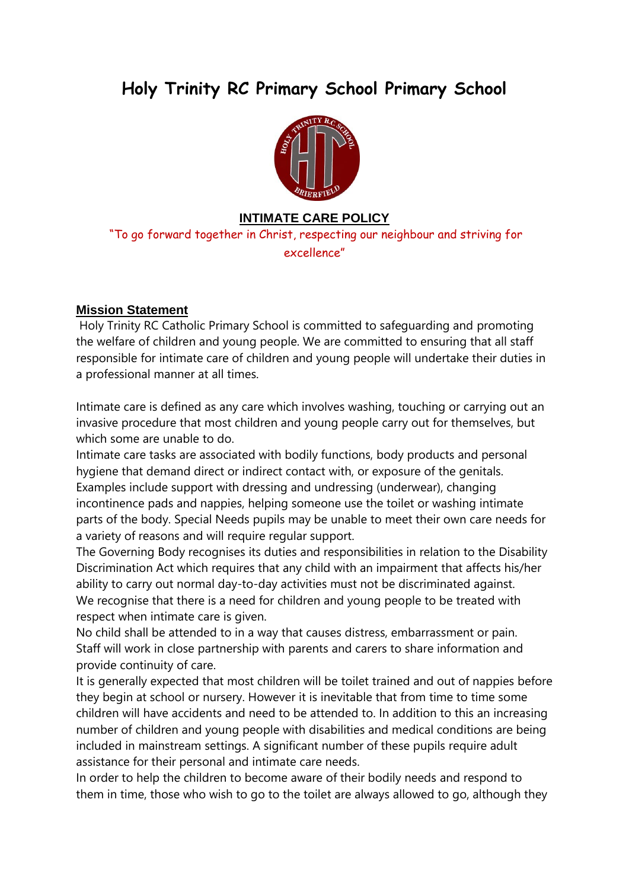# Holy Trinity RC Primary School Primary School

**INTIMATE CARE POLICY**

"To go forward together in Christ, respecting our neighbour and striving for excellence"

## Mission Statement

Holy Trinity RC Catholic Primary School is committed to safeguarding and promoting the welfare of children and young people. We are committed to ensuring that all staff responsible for intimate care of children and young people will undertake their duties in a professional manner at all times.

Intimate care is defined as any care which involves washing, touching or carrying out an invasive procedure that most children and young people carry out for themselves, but which some are unable to do.

Intimate care tasks are associated with bodily functions, body products and personal hygiene that demand direct or indirect contact with, or exposure of the genitals. Examples include support with dressing and undressing (underwear), changing incontinence pads and nappies, helping someone use the toilet or washing intimate parts of the body. Special Needs pupils may be unable to meet their own care needs for a variety of reasons and will require regular support.

The Governing Body recognises its duties and responsibilities in relation to the Disability Discrimination Act which requires that any child with an impairment that affects his/her ability to carry out normal day-to-day activities must not be discriminated against.

We recognise that there is a need for children and young people to be treated with respect when intimate care is given.

No child shall be attended to in a way that causes distress, embarrassment or pain.

Staff will work in close partnership with parents and carers to share information and provide continuity of care.

It is generally expected that most children will be toilet trained and out of nappies before they begin at school or nursery. However it is inevitable that from time to time some children will have accidents and need to be attended to. In addition to this an increasing number of children and young people with disabilities and medical conditions are being included in mainstream settings. A significant number of these pupils require adult assistance for their personal and intimate care needs.

In order to help the children to become aware of their bodily needs and respond to them in time, those who wish to go to the toilet are always allowed to go, although they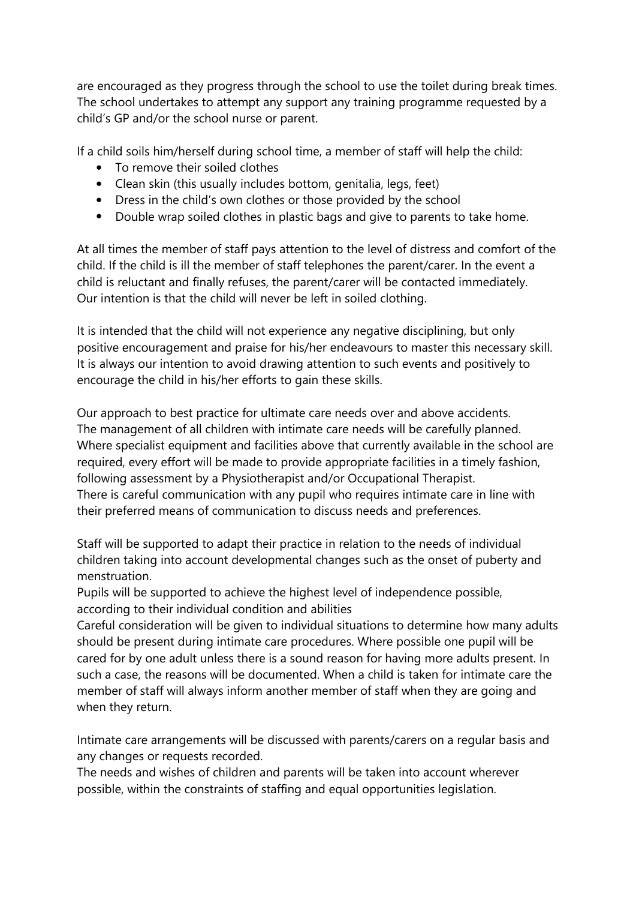are encouraged as they progress through the school to use the toilet during break times. The school undertakes to attempt any support any training programme requested by a child's GP and/or the school nurse or parent.

If a child soils him/herself during school time, a member of staff will help the child:

- To remove their soiled clothes
- Clean skin (this usually includes bottom, genitalia, legs, feet)
- Dress in the child's own clothes or those provided by the school
- Double wrap soiled clothes in plastic bags and give to parents to take home.

At all times the member of staff pays attention to the level of distress and comfort of the child. If the child is ill the member of staff telephones the parent/carer. In the event a child is reluctant and finally refuses, the parent/carer will be contacted immediately. Our intention is that the child will never be left in soiled clothing.

It is intended that the child will not experience any negative disciplining, but only positive encouragement and praise for his/her endeavours to master this necessary skill. It is always our intention to avoid drawing attention to such events and positively to encourage the child in his/her efforts to gain these skills.

Our approach to best practice for ultimate care needs over and above accidents.
The management of all children with intimate care needs will be carefully planned. Where specialist equipment and facilities above that currently available in the school are required, every effort will be made to provide appropriate facilities in a timely fashion, following assessment by a Physiotherapist and/or Occupational Therapist.
There is careful communication with any pupil who requires intimate care in line with their preferred means of communication to discuss needs and preferences.

Staff will be supported to adapt their practice in relation to the needs of individual children taking into account developmental changes such as the onset of puberty and menstruation.
Pupils will be supported to achieve the highest level of independence possible, according to their individual condition and abilities
Careful consideration will be given to individual situations to determine how many adults should be present during intimate care procedures. Where possible one pupil will be cared for by one adult unless there is a sound reason for having more adults present. In such a case, the reasons will be documented. When a child is taken for intimate care the member of staff will always inform another member of staff when they are going and when they return.

Intimate care arrangements will be discussed with parents/carers on a regular basis and any changes or requests recorded.
The needs and wishes of children and parents will be taken into account wherever possible, within the constraints of staffing and equal opportunities legislation.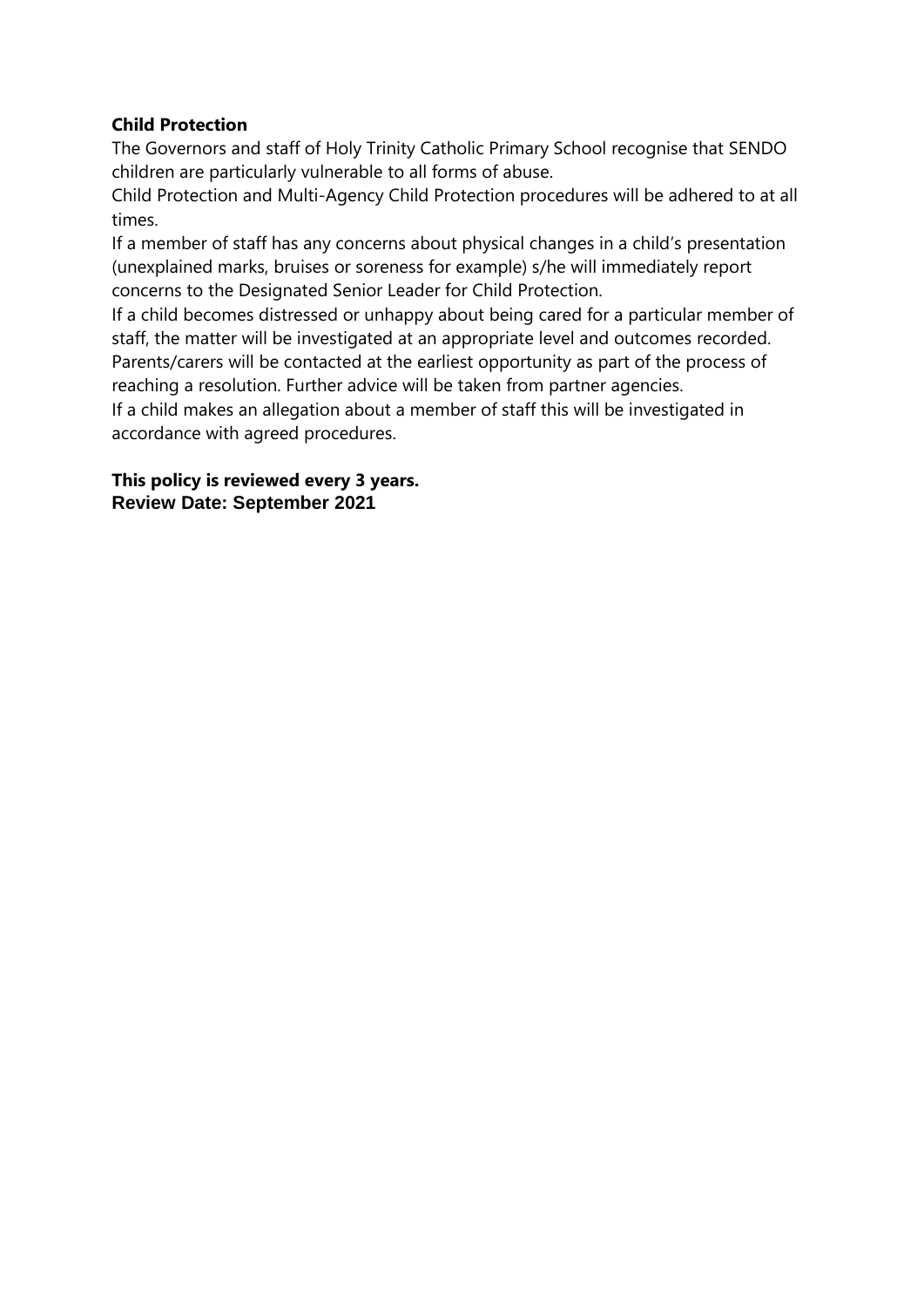**Child Protection**

The Governors and staff of Holy Trinity Catholic Primary School recognise that SENDO children are particularly vulnerable to all forms of abuse.

Child Protection and Multi-Agency Child Protection procedures will be adhered to at all times.

If a member of staff has any concerns about physical changes in a child's presentation (unexplained marks, bruises or soreness for example) s/he will immediately report concerns to the Designated Senior Leader for Child Protection.

If a child becomes distressed or unhappy about being cared for a particular member of staff, the matter will be investigated at an appropriate level and outcomes recorded. Parents/carers will be contacted at the earliest opportunity as part of the process of reaching a resolution. Further advice will be taken from partner agencies.

If a child makes an allegation about a member of staff this will be investigated in accordance with agreed procedures.

**This policy is reviewed every 3 years.**
**Review Date: September 2021**